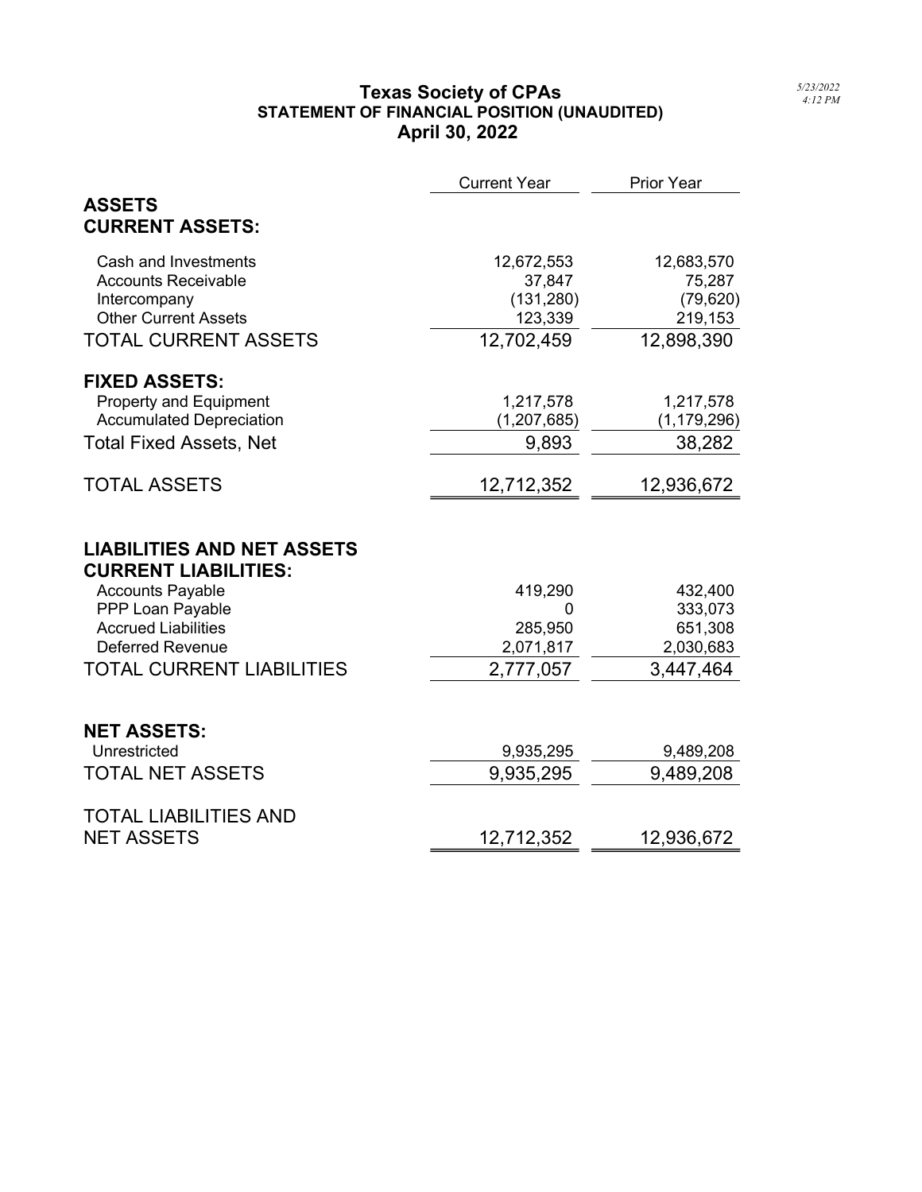5/23/2022
4:12 PM

# Texas Society of CPAs
## STATEMENT OF FINANCIAL POSITION (UNAUDITED)
## April 30, 2022

| | Current Year | Prior Year |
|---|---|---|
| **ASSETS** | | |
| **CURRENT ASSETS:** | | |
| Cash and Investments | 12,672,553 | 12,683,570 |
| Accounts Receivable | 37,847 | 75,287 |
| Intercompany | (131,280) | (79,620) |
| Other Current Assets | 123,339 | 219,153 |
| TOTAL CURRENT ASSETS | 12,702,459 | 12,898,390 |
| **FIXED ASSETS:** | | |
| Property and Equipment | 1,217,578 | 1,217,578 |
| Accumulated Depreciation | (1,207,685) | (1,179,296) |
| Total Fixed Assets, Net | 9,893 | 38,282 |
| TOTAL ASSETS | 12,712,352 | 12,936,672 |
| **LIABILITIES AND NET ASSETS** | | |
| **CURRENT LIABILITIES:** | | |
| Accounts Payable | 419,290 | 432,400 |
| PPP Loan Payable | 0 | 333,073 |
| Accrued Liabilities | 285,950 | 651,308 |
| Deferred Revenue | 2,071,817 | 2,030,683 |
| TOTAL CURRENT LIABILITIES | 2,777,057 | 3,447,464 |
| **NET ASSETS:** | | |
| Unrestricted | 9,935,295 | 9,489,208 |
| TOTAL NET ASSETS | 9,935,295 | 9,489,208 |
| TOTAL LIABILITIES AND NET ASSETS | 12,712,352 | 12,936,672 |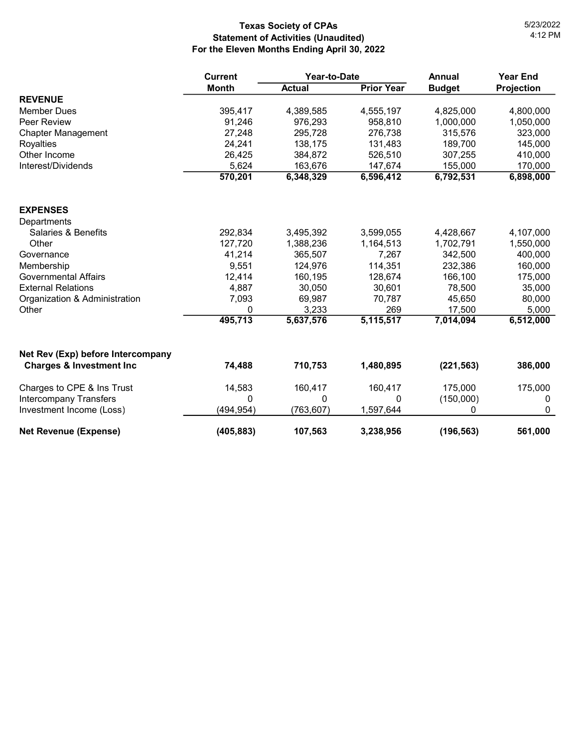**Texas Society of CPAs**
**Statement of Activities (Unaudited)**
**For the Eleven Months Ending April 30, 2022**

5/23/2022
4:12 PM

| | Current Month | Year-to-Date Actual | Year-to-Date Prior Year | Annual Budget | Year End Projection |
|---|---|---|---|---|---|
| **REVENUE** | | | | | |
| Member Dues | 395,417 | 4,389,585 | 4,555,197 | 4,825,000 | 4,800,000 |
| Peer Review | 91,246 | 976,293 | 958,810 | 1,000,000 | 1,050,000 |
| Chapter Management | 27,248 | 295,728 | 276,738 | 315,576 | 323,000 |
| Royalties | 24,241 | 138,175 | 131,483 | 189,700 | 145,000 |
| Other Income | 26,425 | 384,872 | 526,510 | 307,255 | 410,000 |
| Interest/Dividends | 5,624 | 163,676 | 147,674 | 155,000 | 170,000 |
| | **570,201** | **6,348,329** | **6,596,412** | **6,792,531** | **6,898,000** |
| **EXPENSES** | | | | | |
| Departments | | | | | |
| Salaries & Benefits | 292,834 | 3,495,392 | 3,599,055 | 4,428,667 | 4,107,000 |
| Other | 127,720 | 1,388,236 | 1,164,513 | 1,702,791 | 1,550,000 |
| Governance | 41,214 | 365,507 | 7,267 | 342,500 | 400,000 |
| Membership | 9,551 | 124,976 | 114,351 | 232,386 | 160,000 |
| Governmental Affairs | 12,414 | 160,195 | 128,674 | 166,100 | 175,000 |
| External Relations | 4,887 | 30,050 | 30,601 | 78,500 | 35,000 |
| Organization & Administration | 7,093 | 69,987 | 70,787 | 45,650 | 80,000 |
| Other | 0 | 3,233 | 269 | 17,500 | 5,000 |
| | **495,713** | **5,637,576** | **5,115,517** | **7,014,094** | **6,512,000** |
| **Net Rev (Exp) before Intercompany Charges & Investment Inc** | **74,488** | **710,753** | **1,480,895** | **(221,563)** | **386,000** |
| Charges to CPE & Ins Trust | 14,583 | 160,417 | 160,417 | 175,000 | 175,000 |
| Intercompany Transfers | 0 | 0 | 0 | (150,000) | 0 |
| Investment Income (Loss) | (494,954) | (763,607) | 1,597,644 | 0 | 0 |
| **Net Revenue (Expense)** | **(405,883)** | **107,563** | **3,238,956** | **(196,563)** | **561,000** |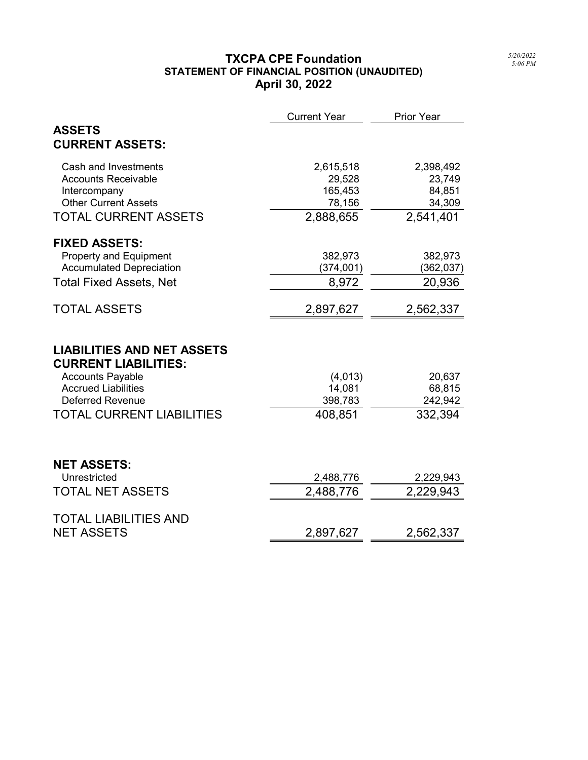# TXCPA CPE Foundation

## STATEMENT OF FINANCIAL POSITION (UNAUDITED)

## April 30, 2022

*5/20/2022 5:06 PM*

| | Current Year | Prior Year |
|---|---|---|
| **ASSETS** | | |
| **CURRENT ASSETS:** | | |
| Cash and Investments | 2,615,518 | 2,398,492 |
| Accounts Receivable | 29,528 | 23,749 |
| Intercompany | 165,453 | 84,851 |
| Other Current Assets | 78,156 | 34,309 |
| TOTAL CURRENT ASSETS | 2,888,655 | 2,541,401 |
| **FIXED ASSETS:** | | |
| Property and Equipment | 382,973 | 382,973 |
| Accumulated Depreciation | (374,001) | (362,037) |
| Total Fixed Assets, Net | 8,972 | 20,936 |
| TOTAL ASSETS | 2,897,627 | 2,562,337 |
| **LIABILITIES AND NET ASSETS** | | |
| **CURRENT LIABILITIES:** | | |
| Accounts Payable | (4,013) | 20,637 |
| Accrued Liabilities | 14,081 | 68,815 |
| Deferred Revenue | 398,783 | 242,942 |
| TOTAL CURRENT LIABILITIES | 408,851 | 332,394 |
| **NET ASSETS:** | | |
| Unrestricted | 2,488,776 | 2,229,943 |
| TOTAL NET ASSETS | 2,488,776 | 2,229,943 |
| TOTAL LIABILITIES AND NET ASSETS | 2,897,627 | 2,562,337 |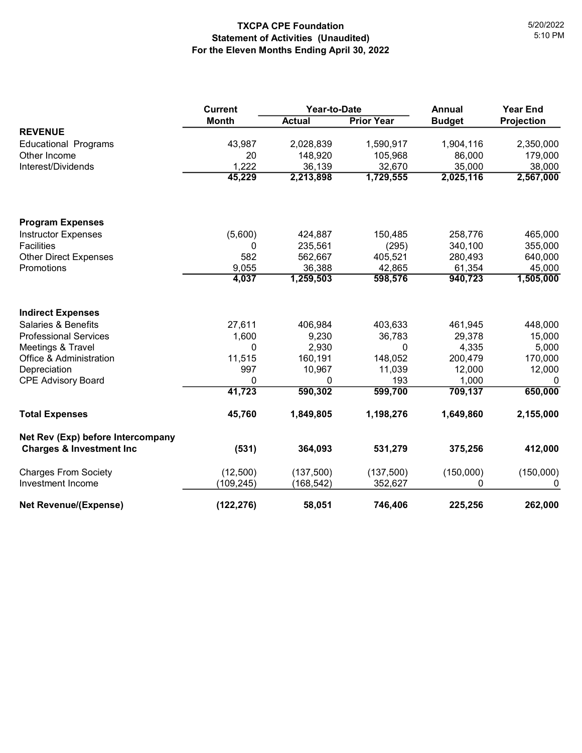**TXCPA CPE Foundation**
**Statement of Activities (Unaudited)**
**For the Eleven Months Ending April 30, 2022**

5/20/2022
5:10 PM

| | Current Month | Year-to-Date | | Annual Budget | Year End Projection |
|---|---|---|---|---|---|
| | | Actual | Prior Year | | |
| **REVENUE** | | | | | |
| Educational Programs | 43,987 | 2,028,839 | 1,590,917 | 1,904,116 | 2,350,000 |
| Other Income | 20 | 148,920 | 105,968 | 86,000 | 179,000 |
| Interest/Dividends | 1,222 | 36,139 | 32,670 | 35,000 | 38,000 |
| | **45,229** | **2,213,898** | **1,729,555** | **2,025,116** | **2,567,000** |
| **Program Expenses** | | | | | |
| Instructor Expenses | (5,600) | 424,887 | 150,485 | 258,776 | 465,000 |
| Facilities | 0 | 235,561 | (295) | 340,100 | 355,000 |
| Other Direct Expenses | 582 | 562,667 | 405,521 | 280,493 | 640,000 |
| Promotions | 9,055 | 36,388 | 42,865 | 61,354 | 45,000 |
| | **4,037** | **1,259,503** | **598,576** | **940,723** | **1,505,000** |
| **Indirect Expenses** | | | | | |
| Salaries & Benefits | 27,611 | 406,984 | 403,633 | 461,945 | 448,000 |
| Professional Services | 1,600 | 9,230 | 36,783 | 29,378 | 15,000 |
| Meetings & Travel | 0 | 2,930 | 0 | 4,335 | 5,000 |
| Office & Administration | 11,515 | 160,191 | 148,052 | 200,479 | 170,000 |
| Depreciation | 997 | 10,967 | 11,039 | 12,000 | 12,000 |
| CPE Advisory Board | 0 | 0 | 193 | 1,000 | 0 |
| | **41,723** | **590,302** | **599,700** | **709,137** | **650,000** |
| **Total Expenses** | **45,760** | **1,849,805** | **1,198,276** | **1,649,860** | **2,155,000** |
| **Net Rev (Exp) before Intercompany Charges & Investment Inc** | **(531)** | **364,093** | **531,279** | **375,256** | **412,000** |
| Charges From Society | (12,500) | (137,500) | (137,500) | (150,000) | (150,000) |
| Investment Income | (109,245) | (168,542) | 352,627 | 0 | 0 |
| **Net Revenue/(Expense)** | **(122,276)** | **58,051** | **746,406** | **225,256** | **262,000** |